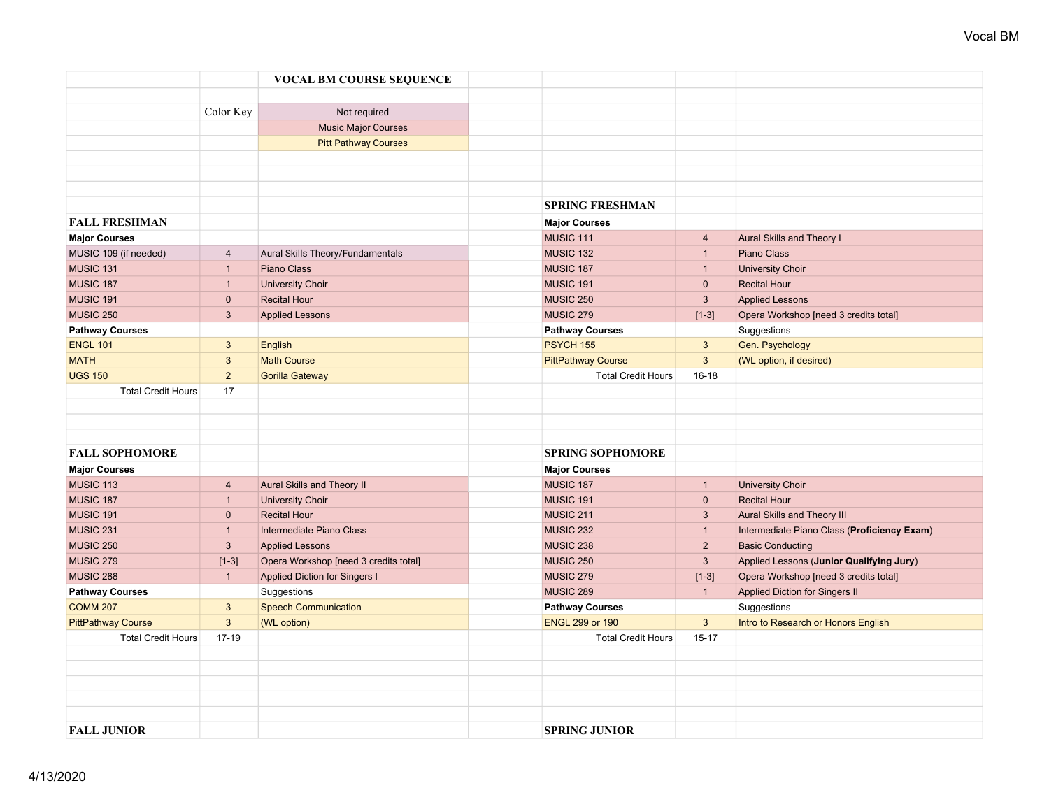# VOCAL BM COURSE SEQUENCE

**Color Key**

- Not required
- Music Major Courses
- Pitt Pathway Courses

## FALL FRESHMAN

| | | |
|---|---|---|
| **Major Courses** | | |
| MUSIC 109 (if needed) | 4 | Aural Skills Theory/Fundamentals |
| MUSIC 131 | 1 | Piano Class |
| MUSIC 187 | 1 | University Choir |
| MUSIC 191 | 0 | Recital Hour |
| MUSIC 250 | 3 | Applied Lessons |
| **Pathway Courses** | | |
| ENGL 101 | 3 | English |
| MATH | 3 | Math Course |
| UGS 150 | 2 | Gorilla Gateway |
| Total Credit Hours | 17 | |

## SPRING FRESHMAN

| | | |
|---|---|---|
| **Major Courses** | | |
| MUSIC 111 | 4 | Aural Skills and Theory I |
| MUSIC 132 | 1 | Piano Class |
| MUSIC 187 | 1 | University Choir |
| MUSIC 191 | 0 | Recital Hour |
| MUSIC 250 | 3 | Applied Lessons |
| MUSIC 279 | [1-3] | Opera Workshop [need 3 credits total] |
| **Pathway Courses** | | Suggestions |
| PSYCH 155 | 3 | Gen. Psychology |
| PittPathway Course | 3 | (WL option, if desired) |
| Total Credit Hours | 16-18 | |

## FALL SOPHOMORE

| | | |
|---|---|---|
| **Major Courses** | | |
| MUSIC 113 | 4 | Aural Skills and Theory II |
| MUSIC 187 | 1 | University Choir |
| MUSIC 191 | 0 | Recital Hour |
| MUSIC 231 | 1 | Intermediate Piano Class |
| MUSIC 250 | 3 | Applied Lessons |
| MUSIC 279 | [1-3] | Opera Workshop [need 3 credits total] |
| MUSIC 288 | 1 | Applied Diction for Singers I |
| **Pathway Courses** | | Suggestions |
| COMM 207 | 3 | Speech Communication |
| PittPathway Course | 3 | (WL option) |
| Total Credit Hours | 17-19 | |

## SPRING SOPHOMORE

| | | |
|---|---|---|
| **Major Courses** | | |
| MUSIC 187 | 1 | University Choir |
| MUSIC 191 | 0 | Recital Hour |
| MUSIC 211 | 3 | Aural Skills and Theory III |
| MUSIC 232 | 1 | Intermediate Piano Class (**Proficiency Exam**) |
| MUSIC 238 | 2 | Basic Conducting |
| MUSIC 250 | 3 | Applied Lessons (**Junior Qualifying Jury**) |
| MUSIC 279 | [1-3] | Opera Workshop [need 3 credits total] |
| MUSIC 289 | 1 | Applied Diction for Singers II |
| **Pathway Courses** | | Suggestions |
| ENGL 299 or 190 | 3 | Intro to Research or Honors English |
| Total Credit Hours | 15-17 | |

## FALL JUNIOR

## SPRING JUNIOR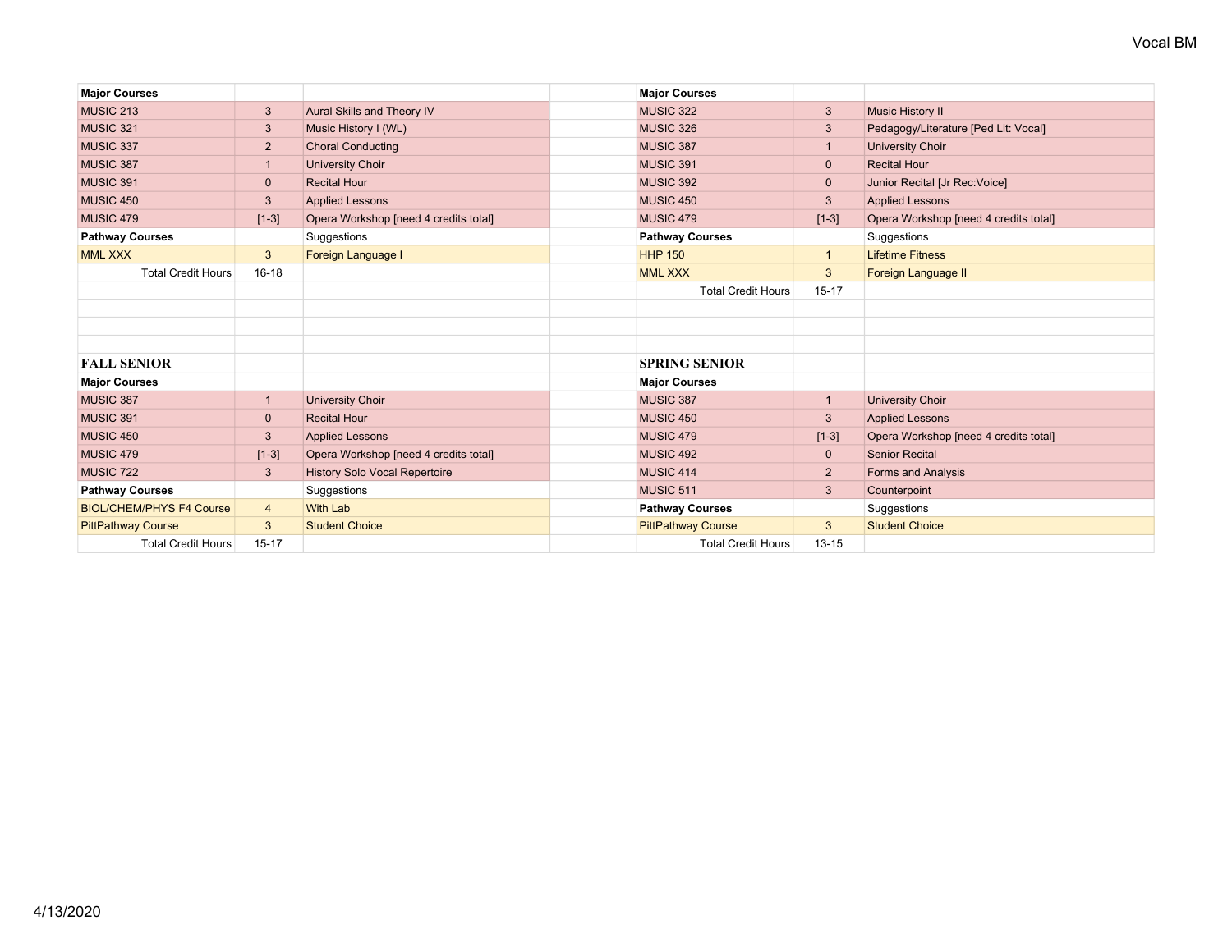| Major Courses | | |
|---|---|---|
| MUSIC 213 | 3 | Aural Skills and Theory IV |
| MUSIC 321 | 3 | Music History I (WL) |
| MUSIC 337 | 2 | Choral Conducting |
| MUSIC 387 | 1 | University Choir |
| MUSIC 391 | 0 | Recital Hour |
| MUSIC 450 | 3 | Applied Lessons |
| MUSIC 479 | [1-3] | Opera Workshop [need 4 credits total] |
| **Pathway Courses** | | Suggestions |
| MML XXX | 3 | Foreign Language I |
| Total Credit Hours | 16-18 | |

| Major Courses | | |
|---|---|---|
| MUSIC 322 | 3 | Music History II |
| MUSIC 326 | 3 | Pedagogy/Literature [Ped Lit: Vocal] |
| MUSIC 387 | 1 | University Choir |
| MUSIC 391 | 0 | Recital Hour |
| MUSIC 392 | 0 | Junior Recital [Jr Rec:Voice] |
| MUSIC 450 | 3 | Applied Lessons |
| MUSIC 479 | [1-3] | Opera Workshop [need 4 credits total] |
| **Pathway Courses** | | Suggestions |
| HHP 150 | 1 | Lifetime Fitness |
| MML XXX | 3 | Foreign Language II |
| Total Credit Hours | 15-17 | |

## FALL SENIOR

| Major Courses | | |
|---|---|---|
| MUSIC 387 | 1 | University Choir |
| MUSIC 391 | 0 | Recital Hour |
| MUSIC 450 | 3 | Applied Lessons |
| MUSIC 479 | [1-3] | Opera Workshop [need 4 credits total] |
| MUSIC 722 | 3 | History Solo Vocal Repertoire |
| **Pathway Courses** | | Suggestions |
| BIOL/CHEM/PHYS F4 Course | 4 | With Lab |
| PittPathway Course | 3 | Student Choice |
| Total Credit Hours | 15-17 | |

## SPRING SENIOR

| Major Courses | | |
|---|---|---|
| MUSIC 387 | 1 | University Choir |
| MUSIC 450 | 3 | Applied Lessons |
| MUSIC 479 | [1-3] | Opera Workshop [need 4 credits total] |
| MUSIC 492 | 0 | Senior Recital |
| MUSIC 414 | 2 | Forms and Analysis |
| MUSIC 511 | 3 | Counterpoint |
| **Pathway Courses** | | Suggestions |
| PittPathway Course | 3 | Student Choice |
| Total Credit Hours | 13-15 | |